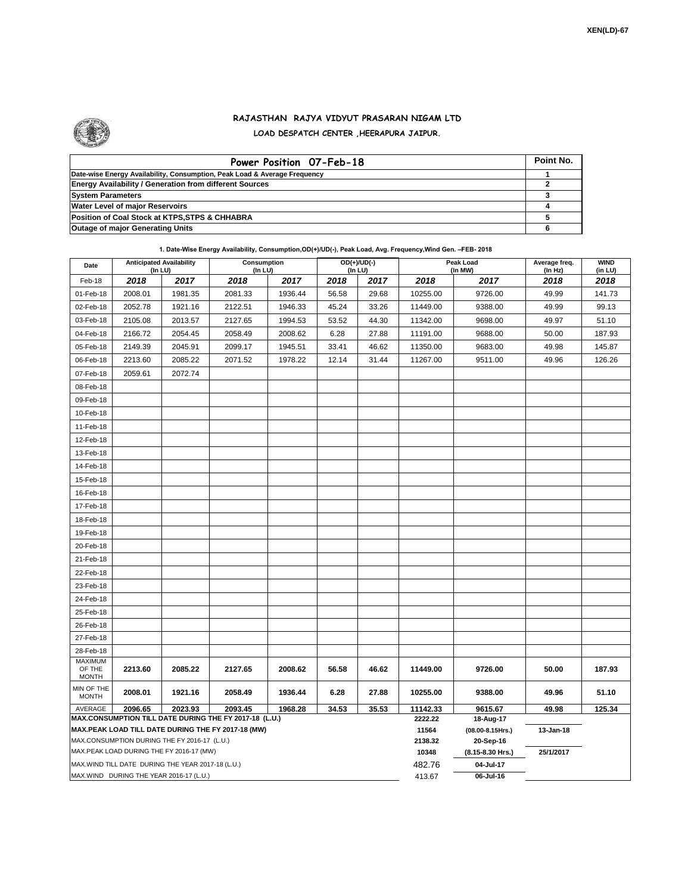XEN(LD)-67

# RAJASTHAN RAJYA VIDYUT PRASARAN NIGAM LTD

## LOAD DESPATCH CENTER ,HEERAPURA JAIPUR.

| Power Position 07-Feb-18 | Point No. |
|---|---|
| Date-wise Energy Availability, Consumption, Peak Load & Average Frequency | 1 |
| Energy Availability / Generation from different Sources | 2 |
| System Parameters | 3 |
| Water Level of major Reservoirs | 4 |
| Position of Coal Stock at KTPS,STPS & CHHABRA | 5 |
| Outage of major Generating Units | 6 |

**1. Date-Wise Energy Availability, Consumption,OD(+)/UD(-), Peak Load, Avg. Frequency,Wind Gen. –FEB- 2018**

| Date | Anticipated Availability (In LU) | | Consumption (In LU) | | OD(+)/UD(-) (In LU) | | Peak Load (In MW) | | Average freq. (In Hz) | WIND (in LU) |
|---|---|---|---|---|---|---|---|---|---|---|
| Feb-18 | 2018 | 2017 | 2018 | 2017 | 2018 | 2017 | 2018 | 2017 | 2018 | 2018 |
| 01-Feb-18 | 2008.01 | 1981.35 | 2081.33 | 1936.44 | 56.58 | 29.68 | 10255.00 | 9726.00 | 49.99 | 141.73 |
| 02-Feb-18 | 2052.78 | 1921.16 | 2122.51 | 1946.33 | 45.24 | 33.26 | 11449.00 | 9388.00 | 49.99 | 99.13 |
| 03-Feb-18 | 2105.08 | 2013.57 | 2127.65 | 1994.53 | 53.52 | 44.30 | 11342.00 | 9698.00 | 49.97 | 51.10 |
| 04-Feb-18 | 2166.72 | 2054.45 | 2058.49 | 2008.62 | 6.28 | 27.88 | 11191.00 | 9688.00 | 50.00 | 187.93 |
| 05-Feb-18 | 2149.39 | 2045.91 | 2099.17 | 1945.51 | 33.41 | 46.62 | 11350.00 | 9683.00 | 49.98 | 145.87 |
| 06-Feb-18 | 2213.60 | 2085.22 | 2071.52 | 1978.22 | 12.14 | 31.44 | 11267.00 | 9511.00 | 49.96 | 126.26 |
| 07-Feb-18 | 2059.61 | 2072.74 | | | | | | | | |
| 08-Feb-18 | | | | | | | | | | |
| 09-Feb-18 | | | | | | | | | | |
| 10-Feb-18 | | | | | | | | | | |
| 11-Feb-18 | | | | | | | | | | |
| 12-Feb-18 | | | | | | | | | | |
| 13-Feb-18 | | | | | | | | | | |
| 14-Feb-18 | | | | | | | | | | |
| 15-Feb-18 | | | | | | | | | | |
| 16-Feb-18 | | | | | | | | | | |
| 17-Feb-18 | | | | | | | | | | |
| 18-Feb-18 | | | | | | | | | | |
| 19-Feb-18 | | | | | | | | | | |
| 20-Feb-18 | | | | | | | | | | |
| 21-Feb-18 | | | | | | | | | | |
| 22-Feb-18 | | | | | | | | | | |
| 23-Feb-18 | | | | | | | | | | |
| 24-Feb-18 | | | | | | | | | | |
| 25-Feb-18 | | | | | | | | | | |
| 26-Feb-18 | | | | | | | | | | |
| 27-Feb-18 | | | | | | | | | | |
| 28-Feb-18 | | | | | | | | | | |
| MAXIMUM OF THE MONTH | 2213.60 | 2085.22 | 2127.65 | 2008.62 | 56.58 | 46.62 | 11449.00 | 9726.00 | 50.00 | 187.93 |
| MIN OF THE MONTH | 2008.01 | 1921.16 | 2058.49 | 1936.44 | 6.28 | 27.88 | 10255.00 | 9388.00 | 49.96 | 51.10 |
| AVERAGE | 2096.65 | 2023.93 | 2093.45 | 1968.28 | 34.53 | 35.53 | 11142.33 | 9615.67 | 49.98 | 125.34 |
| MAX.CONSUMPTION TILL DATE DURING THE FY 2017-18 (L.U.) | | | | | | | 2222.22 | 18-Aug-17 | | |
| MAX.PEAK LOAD TILL DATE DURING THE FY 2017-18 (MW) | | | | | | | 11564 | (08.00-8.15Hrs.) | 13-Jan-18 | |
| MAX.CONSUMPTION DURING THE FY 2016-17 (L.U.) | | | | | | | 2138.32 | 20-Sep-16 | | |
| MAX.PEAK LOAD DURING THE FY 2016-17 (MW) | | | | | | | 10348 | (8.15-8.30 Hrs.) | 25/1/2017 | |
| MAX.WIND TILL DATE DURING THE YEAR 2017-18 (L.U.) | | | | | | | 482.76 | 04-Jul-17 | | |
| MAX.WIND DURING THE YEAR 2016-17 (L.U.) | | | | | | | 413.67 | 06-Jul-16 | | |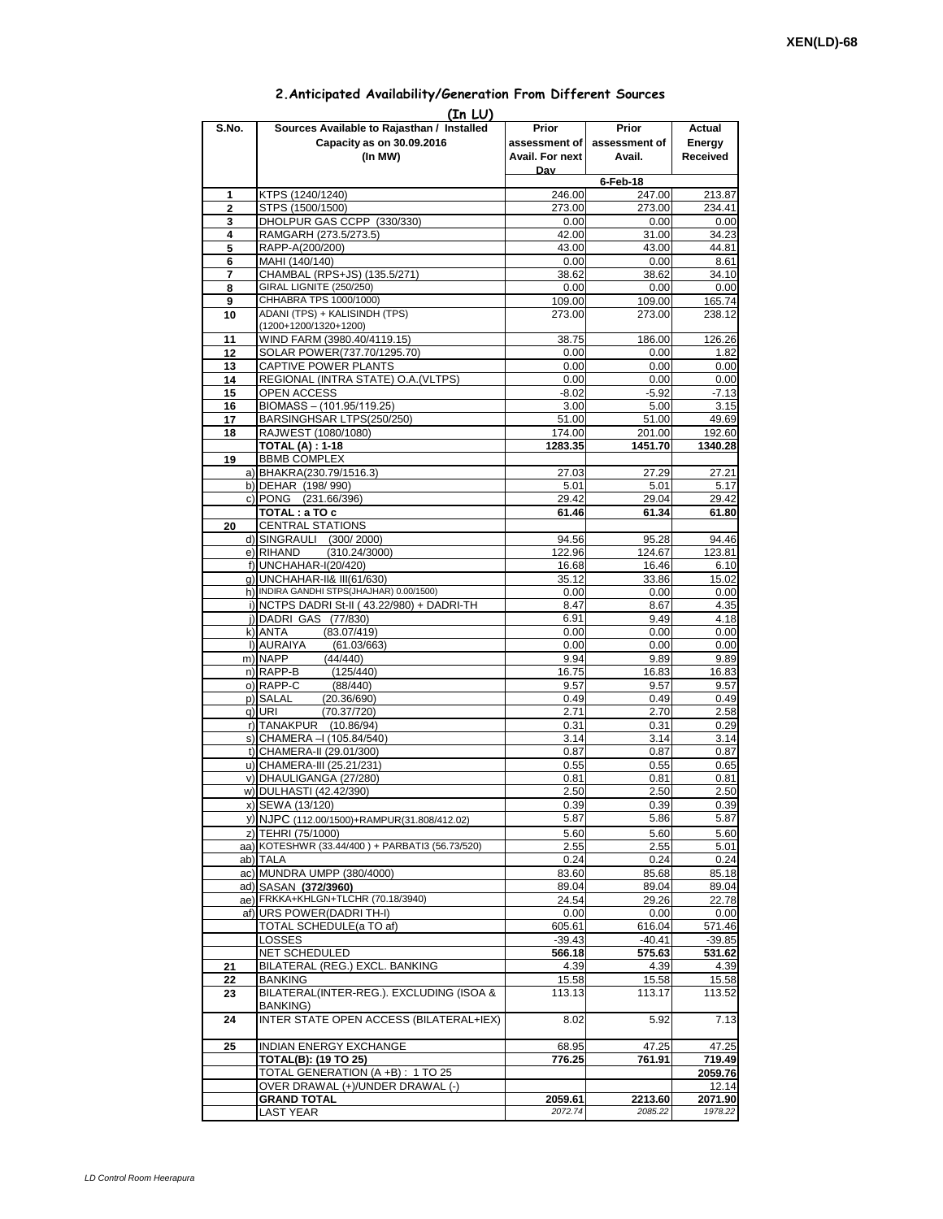## 2.Anticipated Availability/Generation From Different Sources

**(In LU)**

| S.No. | Sources Available to Rajasthan / Installed Capacity as on 30.09.2016 (In MW) | Prior assessment of Avail. For next Day | Prior assessment of Avail. | Actual Energy Received |
|---|---|---|---|---|
| | | | 6-Feb-18 | |
| 1 | KTPS (1240/1240) | 246.00 | 247.00 | 213.87 |
| 2 | STPS (1500/1500) | 273.00 | 273.00 | 234.41 |
| 3 | DHOLPUR GAS CCPP (330/330) | 0.00 | 0.00 | 0.00 |
| 4 | RAMGARH (273.5/273.5) | 42.00 | 31.00 | 34.23 |
| 5 | RAPP-A(200/200) | 43.00 | 43.00 | 44.81 |
| 6 | MAHI (140/140) | 0.00 | 0.00 | 8.61 |
| 7 | CHAMBAL (RPS+JS) (135.5/271) | 38.62 | 38.62 | 34.10 |
| 8 | GIRAL LIGNITE (250/250) | 0.00 | 0.00 | 0.00 |
| 9 | CHHABRA TPS 1000/1000) | 109.00 | 109.00 | 165.74 |
| 10 | ADANI (TPS) + KALISINDH (TPS) (1200+1200/1320+1200) | 273.00 | 273.00 | 238.12 |
| 11 | WIND FARM (3980.40/4119.15) | 38.75 | 186.00 | 126.26 |
| 12 | SOLAR POWER(737.70/1295.70) | 0.00 | 0.00 | 1.82 |
| 13 | CAPTIVE POWER PLANTS | 0.00 | 0.00 | 0.00 |
| 14 | REGIONAL (INTRA STATE) O.A.(VLTPS) | 0.00 | 0.00 | 0.00 |
| 15 | OPEN ACCESS | -8.02 | -5.92 | -7.13 |
| 16 | BIOMASS – (101.95/119.25) | 3.00 | 5.00 | 3.15 |
| 17 | BARSINGHSAR LTPS(250/250) | 51.00 | 51.00 | 49.69 |
| 18 | RAJWEST (1080/1080) | 174.00 | 201.00 | 192.60 |
| | **TOTAL (A) : 1-18** | **1283.35** | **1451.70** | **1340.28** |
| 19 | BBMB COMPLEX | | | |
| | a) BHAKRA(230.79/1516.3) | 27.03 | 27.29 | 27.21 |
| | b) DEHAR (198/ 990) | 5.01 | 5.01 | 5.17 |
| | c) PONG (231.66/396) | 29.42 | 29.04 | 29.42 |
| | **TOTAL : a TO c** | **61.46** | **61.34** | **61.80** |
| 20 | CENTRAL STATIONS | | | |
| | d) SINGRAULI (300/ 2000) | 94.56 | 95.28 | 94.46 |
| | e) RIHAND (310.24/3000) | 122.96 | 124.67 | 123.81 |
| | f) UNCHAHAR-I(20/420) | 16.68 | 16.46 | 6.10 |
| | g) UNCHAHAR-II& III(61/630) | 35.12 | 33.86 | 15.02 |
| | h) INDIRA GANDHI STPS(JHAJHAR) 0.00/1500) | 0.00 | 0.00 | 0.00 |
| | i) NCTPS DADRI St-II ( 43.22/980) + DADRI-TH | 8.47 | 8.67 | 4.35 |
| | j) DADRI GAS (77/830) | 6.91 | 9.49 | 4.18 |
| | k) ANTA (83.07/419) | 0.00 | 0.00 | 0.00 |
| | l) AURAIYA (61.03/663) | 0.00 | 0.00 | 0.00 |
| | m) NAPP (44/440) | 9.94 | 9.89 | 9.89 |
| | n) RAPP-B (125/440) | 16.75 | 16.83 | 16.83 |
| | o) RAPP-C (88/440) | 9.57 | 9.57 | 9.57 |
| | p) SALAL (20.36/690) | 0.49 | 0.49 | 0.49 |
| | q) URI (70.37/720) | 2.71 | 2.70 | 2.58 |
| | r) TANAKPUR (10.86/94) | 0.31 | 0.31 | 0.29 |
| | s) CHAMERA –I (105.84/540) | 3.14 | 3.14 | 3.14 |
| | t) CHAMERA-II (29.01/300) | 0.87 | 0.87 | 0.87 |
| | u) CHAMERA-III (25.21/231) | 0.55 | 0.55 | 0.65 |
| | v) DHAULIGANGA (27/280) | 0.81 | 0.81 | 0.81 |
| | w) DULHASTI (42.42/390) | 2.50 | 2.50 | 2.50 |
| | x) SEWA (13/120) | 0.39 | 0.39 | 0.39 |
| | y) NJPC (112.00/1500)+RAMPUR(31.808/412.02) | 5.87 | 5.86 | 5.87 |
| | z) TEHRI (75/1000) | 5.60 | 5.60 | 5.60 |
| | aa) KOTESHWR (33.44/400 ) + PARBATI3 (56.73/520) | 2.55 | 2.55 | 5.01 |
| | ab) TALA | 0.24 | 0.24 | 0.24 |
| | ac) MUNDRA UMPP (380/4000) | 83.60 | 85.68 | 85.18 |
| | ad) SASAN **(372/3960)** | 89.04 | 89.04 | 89.04 |
| | ae) FRKKA+KHLGN+TLCHR (70.18/3940) | 24.54 | 29.26 | 22.78 |
| | af) URS POWER(DADRI TH-I) | 0.00 | 0.00 | 0.00 |
| | TOTAL SCHEDULE(a TO af) | 605.61 | 616.04 | 571.46 |
| | LOSSES | -39.43 | -40.41 | -39.85 |
| | NET SCHEDULED | **566.18** | **575.63** | **531.62** |
| 21 | BILATERAL (REG.) EXCL. BANKING | 4.39 | 4.39 | 4.39 |
| 22 | BANKING | 15.58 | 15.58 | 15.58 |
| 23 | BILATERAL(INTER-REG.). EXCLUDING (ISOA & BANKING) | 113.13 | 113.17 | 113.52 |
| 24 | INTER STATE OPEN ACCESS (BILATERAL+IEX) | 8.02 | 5.92 | 7.13 |
| 25 | INDIAN ENERGY EXCHANGE | 68.95 | 47.25 | 47.25 |
| | **TOTAL(B): (19 TO 25)** | **776.25** | **761.91** | **719.49** |
| | TOTAL GENERATION (A +B) : 1 TO 25 | | | **2059.76** |
| | OVER DRAWAL (+)/UNDER DRAWAL (-) | | | 12.14 |
| | **GRAND TOTAL** | **2059.61** | **2213.60** | **2071.90** |
| | LAST YEAR | *2072.74* | *2085.22* | *1978.22* |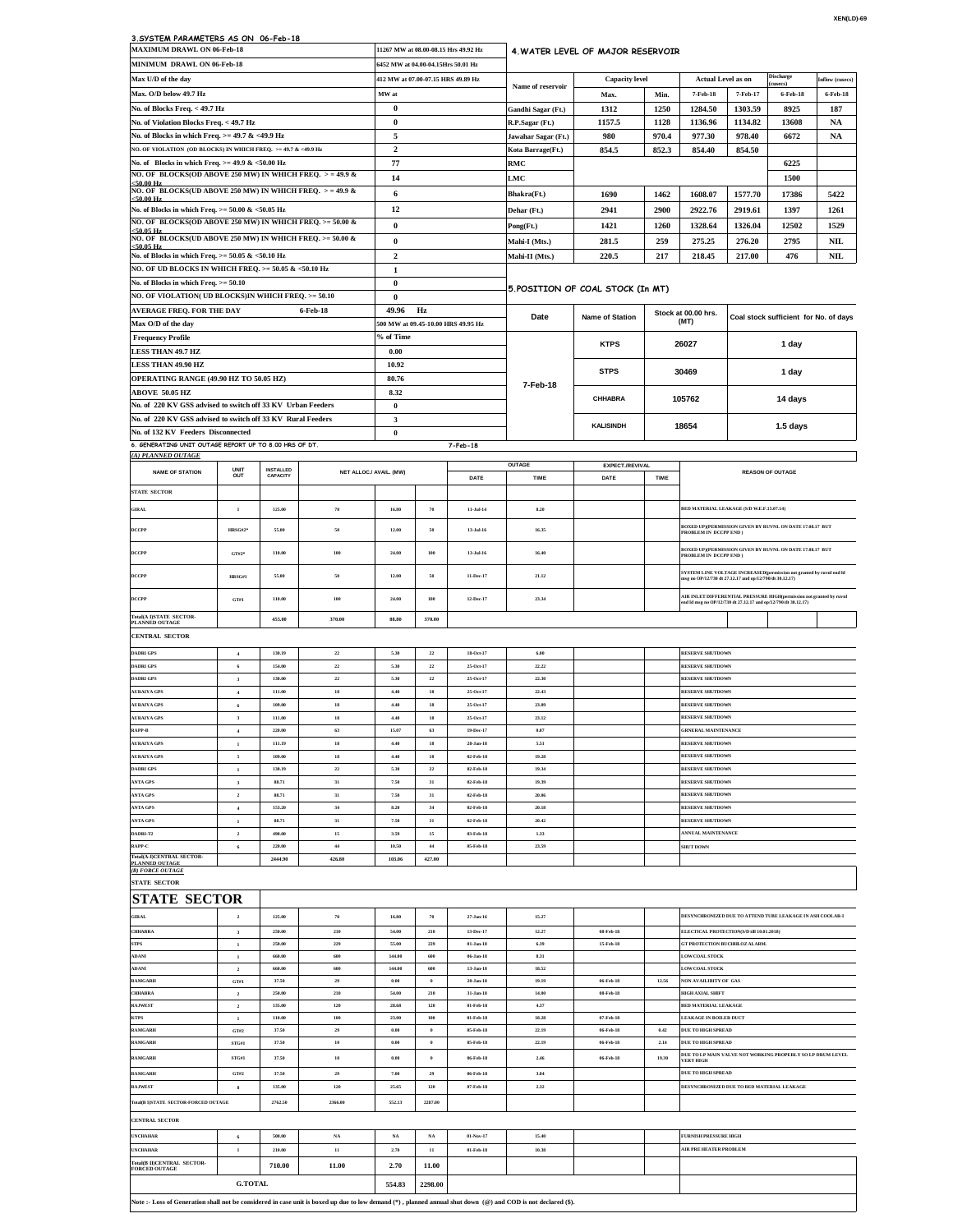XEN(LD)-69

### 3.SYSTEM PARAMETERS AS ON 06-Feb-18

| | |
|---|---|
| MAXIMUM DRAWL ON 06-Feb-18 | 11267 MW at 08.00-08.15 Hrs 49.92 Hz |
| MINIMUM DRAWL ON 06-Feb-18 | 6452 MW at 04.00-04.15Hrs 50.01 Hz |
| Max U/D of the day | 412 MW at 07.00-07.15 HRS 49.89 Hz |
| Max. O/D below 49.7 Hz | MW at |
| No. of Blocks Freq. < 49.7 Hz | 0 |
| No. of Violation Blocks Freq. < 49.7 Hz | 0 |
| No. of Blocks in which Freq. >= 49.7 & <49.9 Hz | 5 |
| NO. OF VIOLATION (OD BLOCKS) IN WHICH FREQ. >= 49.7 & <49.9 Hz | 2 |
| No. of Blocks in which Freq. >= 49.9 & <50.00 Hz | 77 |
| NO. OF BLOCKS(OD ABOVE 250 MW) IN WHICH FREQ. > = 49.9 & <50.00 Hz | 14 |
| NO. OF BLOCKS(UD ABOVE 250 MW) IN WHICH FREQ. > = 49.9 & <50.00 Hz | 6 |
| No. of Blocks in which Freq. >= 50.00 & <50.05 Hz | 12 |
| NO. OF BLOCKS(OD ABOVE 250 MW) IN WHICH FREQ. >= 50.00 & <50.05 Hz | 0 |
| NO. OF BLOCKS(UD ABOVE 250 MW) IN WHICH FREQ. >= 50.00 & <50.05 Hz | 0 |
| No. of Blocks in which Freq. >= 50.05 & <50.10 Hz | 2 |
| NO. OF UD BLOCKS IN WHICH FREQ. >= 50.05 & <50.10 Hz | 1 |
| No. of Blocks in which Freq. >= 50.10 | 0 |
| NO. OF VIOLATION( UD BLOCKS)IN WHICH FREQ. >= 50.10 | 0 |
| AVERAGE FREQ. FOR THE DAY 6-Feb-18 | 49.96 Hz |
| Max O/D of the day | 500 MW at 09.45-10.00 HRS 49.95 Hz |
| **Frequency Profile** | % of Time |
| LESS THAN 49.7 HZ | 0.00 |
| LESS THAN 49.90 HZ | 10.92 |
| OPERATING RANGE (49.90 HZ TO 50.05 HZ) | 80.76 |
| ABOVE 50.05 HZ | 8.32 |
| No. of 220 KV GSS advised to switch off 33 KV Urban Feeders | 0 |
| No. of 220 KV GSS advised to switch off 33 KV Rural Feeders | 3 |
| No. of 132 KV Feeders Disconnected | 0 |

### 4.WATER LEVEL OF MAJOR RESERVOIR

| Name of reservoir | Capacity level Max. | Capacity level Min. | Actual Level as on 7-Feb-18 | Actual Level as on 7-Feb-17 | Discharge (cusecs) 6-Feb-18 | Inflow (cusecs) 6-Feb-18 |
|---|---|---|---|---|---|---|
| Gandhi Sagar (Ft.) | 1312 | 1250 | 1284.50 | 1303.59 | 8925 | 187 |
| R.P.Sagar (Ft.) | 1157.5 | 1128 | 1136.96 | 1134.82 | 13608 | NA |
| Jawahar Sagar (Ft.) | 980 | 970.4 | 977.30 | 978.40 | 6672 | NA |
| Kota Barrage(Ft.) | 854.5 | 852.3 | 854.40 | 854.50 | | |
| RMC | | | | | 6225 | |
| LMC | | | | | 1500 | |
| Bhakra(Ft.) | 1690 | 1462 | 1608.07 | 1577.70 | 17386 | 5422 |
| Dehar (Ft.) | 2941 | 2900 | 2922.76 | 2919.61 | 1397 | 1261 |
| Pong(Ft.) | 1421 | 1260 | 1328.64 | 1326.04 | 12502 | 1529 |
| Mahi-I (Mts.) | 281.5 | 259 | 275.25 | 276.20 | 2795 | NIL |
| Mahi-II (Mts.) | 220.5 | 217 | 218.45 | 217.00 | 476 | NIL |

### 5.POSITION OF COAL STOCK (In MT)

| Date | Name of Station | Stock at 00.00 hrs. (MT) | Coal stock sufficient for No. of days |
|---|---|---|---|
| 7-Feb-18 | KTPS | 26027 | 1 day |
| | STPS | 30469 | 1 day |
| | CHHABRA | 105762 | 14 days |
| | KALISINDH | 18654 | 1.5 days |

### 6. GENERATING UNIT OUTAGE REPORT UP TO 8.00 HRS OF DT. 7-Feb-18

*(A) PLANNED OUTAGE*

| NAME OF STATION | UNIT OUT | INSTALLED CAPACITY | NET ALLOC./ AVAIL. (MW) | | | OUTAGE DATE | OUTAGE TIME | EXPECT./REVIVAL DATE | EXPECT./REVIVAL TIME | REASON OF OUTAGE |
|---|---|---|---|---|---|---|---|---|---|---|
| **STATE SECTOR** | | | | | | | | | | |
| GIRAL | 1 | 125.00 | 70 | 16.80 | 70 | 11-Jul-14 | 8.20 | | | BED MATERIAL LEAKAGE (S/D W.E.F.15.07.14) |
| DCCPP | HRSG#2* | 55.00 | 50 | 12.00 | 50 | 13-Jul-16 | 16.35 | | | BOXED UP(PERMISSION GIVEN BY RUVNL ON DATE 17.08.17 BUT PROBLEM IN DCCPP END ) |
| DCCPP | GT#2* | 110.00 | 100 | 24.00 | 100 | 13-Jul-16 | 16.40 | | | BOXED UP(PERMISSION GIVEN BY RUVNL ON DATE 17.08.17 BUT PROBLEM IN DCCPP END ) |
| DCCPP | HRSG#1 | 55.00 | 50 | 12.00 | 50 | 11-Dec-17 | 21.12 | | | SYSTEM LINE VOLTAGE INCREASED(permission not granted by ruvnl end ld msg no OP/12/730 dt 27.12.17 and op/12/790/dt 30.12.17) |
| DCCPP | GT#1 | 110.00 | 100 | 24.00 | 100 | 12-Dec-17 | 23.34 | | | AIR INLET DIFFERENTIAL PRESSURE HIGH(permission not granted by ruvnl end ld msg no OP/12/730 dt 27.12.17 and op/12/790/dt 30.12.17) |
| Total(A I)STATE SECTOR-PLANNED OUTAGE | | 455.00 | 370.00 | 88.80 | 370.00 | | | | | |
| **CENTRAL SECTOR** | | | | | | | | | | |
| DADRI GPS | 4 | 130.19 | 22 | 5.30 | 22 | 18-Oct-17 | 6.00 | | | RESERVE SHUTDOWN |
| DADRI GPS | 6 | 154.00 | 22 | 5.30 | 22 | 25-Oct-17 | 22.22 | | | RESERVE SHUTDOWN |
| DADRI GPS | 3 | 130.00 | 22 | 5.30 | 22 | 25-Oct-17 | 22.30 | | | RESERVE SHUTDOWN |
| AURAIYA GPS | 4 | 111.00 | 18 | 4.40 | 18 | 25-Oct-17 | 22.43 | | | RESERVE SHUTDOWN |
| AURAIYA GPS | 6 | 109.00 | 18 | 4.40 | 18 | 25-Oct-17 | 23.09 | | | RESERVE SHUTDOWN |
| AURAIYA GPS | 3 | 111.00 | 18 | 4.40 | 18 | 25-Oct-17 | 23.12 | | | RESERVE SHUTDOWN |
| RAPP-B | 4 | 220.00 | 63 | 15.07 | 63 | 19-Dec-17 | 0.07 | | | GENERAL MAINTENANCE |
| AURAIYA GPS | 1 | 111.19 | 18 | 4.40 | 18 | 28-Jan-18 | 5.51 | | | RESERVE SHUTDOWN |
| AURAIYA GPS | 5 | 109.00 | 18 | 4.40 | 18 | 02-Feb-18 | 19.28 | | | RESERVE SHUTDOWN |
| DADRI GPS | 1 | 130.19 | 22 | 5.30 | 22 | 02-Feb-18 | 19.34 | | | RESERVE SHUTDOWN |
| ANTA GPS | 3 | 88.71 | 31 | 7.50 | 31 | 02-Feb-18 | 19.39 | | | RESERVE SHUTDOWN |
| ANTA GPS | 2 | 88.71 | 31 | 7.50 | 31 | 02-Feb-18 | 20.06 | | | RESERVE SHUTDOWN |
| ANTA GPS | 4 | 153.20 | 34 | 8.20 | 34 | 02-Feb-18 | 20.18 | | | RESERVE SHUTDOWN |
| ANTA GPS | 1 | 88.71 | 31 | 7.50 | 31 | 02-Feb-18 | 20.42 | | | RESERVE SHUTDOWN |
| DADRI-T2 | 2 | 490.00 | 15 | 3.59 | 15 | 03-Feb-18 | 1.33 | | | ANNUAL MAINTENANCE |
| RAPP-C | 6 | 220.00 | 44 | 10.50 | 44 | 05-Feb-18 | 23.59 | | | SHUT DOWN |
| Total(A-I)CENTRAL SECTOR-PLANNED OUTAGE | | 2444.90 | 426.80 | 103.06 | 427.00 | | | | | |
| *(B) FORCE OUTAGE* | | | | | | | | | | |
| **STATE SECTOR** | | | | | | | | | | |
| GIRAL | 2 | 125.00 | 70 | 16.80 | 70 | 27-Jan-16 | 15.27 | | | DESYNCHRONEZED DUE TO ATTEND TUBE LEAKAGE IN ASH COOLAR-I |
| CHHABRA | 3 | 250.00 | 210 | 54.00 | 210 | 13-Dec-17 | 12.27 | 08-Feb-18 | | ELECTICAL PROTECTION(S/D till 10.01.2018) |
| STPS | 1 | 250.00 | 229 | 55.00 | 229 | 01-Jan-18 | 6.39 | 15-Feb-18 | | GT PROTECTION BUCHHLOZ ALARM. |
| ADANI | 1 | 660.00 | 600 | 144.00 | 600 | 06-Jan-18 | 8.31 | | | LOW COAL STOCK |
| ADANI | 2 | 660.00 | 600 | 144.00 | 600 | 13-Jan-18 | 18.52 | | | LOW COAL STOCK |
| RAMGARH | GT#1 | 37.50 | 29 | 0.00 | 0 | 20-Jan-18 | 19.19 | 06-Feb-18 | 12.56 | NON AVAILIBITY OF GAS |
| CHHABRA | 2 | 250.00 | 210 | 54.00 | 210 | 31-Jan-18 | 14.00 | 08-Feb-18 | | HIGH AXIAL SHIFT |
| RAJWEST | 2 | 135.00 | 120 | 28.60 | 120 | 01-Feb-18 | 4.37 | | | BED MATERIAL LEAKAGE |
| KTPS | 1 | 110.00 | 100 | 23.00 | 100 | 01-Feb-18 | 18.20 | 07-Feb-18 | | LEAKAGE IN BOILER DUCT |
| RAMGARH | GT#2 | 37.50 | 29 | 0.00 | 0 | 05-Feb-18 | 22.19 | 06-Feb-18 | 0.42 | DUE TO HIGH SPREAD |
| RAMGARH | STG#1 | 37.50 | 10 | 0.00 | 0 | 05-Feb-18 | 22.19 | 06-Feb-18 | 2.16 | DUE TO HIGH SPREAD |
| RAMGARH | STG#1 | 37.50 | 10 | 0.00 | 0 | 06-Feb-18 | 2.46 | 06-Feb-18 | 19.30 | DUE TO LP MAIN VALVE NOT WORKING PROPERLY SO LP DRUM LEVEL VERY HIGH |
| RAMGARH | GT#2 | 37.50 | 29 | 7.00 | 29 | 06-Feb-18 | 3.04 | | | DUE TO HIGH SPREAD |
| RAJWEST | 8 | 135.00 | 120 | 25.65 | 120 | 07-Feb-18 | 2.32 | | | DESYNCHRONEZED DUE TO BED MATERIAL LEAKAGE |
| Total(B I)STATE SECTOR-FORCED OUTAGE | | 2762.50 | 2366.00 | 552.13 | 2287.00 | | | | | |
| **CENTRAL SECTOR** | | | | | | | | | | |
| UNCHAHAR | 6 | 500.00 | NA | NA | NA | 01-Nov-17 | 15.40 | | | FURNISH PRESSURE HIGH |
| UNCHAHAR | 1 | 210.00 | 11 | 2.70 | 11 | 01-Feb-18 | 10.38 | | | AIR PRE HEATER PROBLEM |
| Total(B II)CENTRAL SECTOR-FORCED OUTAGE | | 710.00 | 11.00 | 2.70 | 11.00 | | | | | |
| G.TOTAL | | | | 554.83 | 2298.00 | | | | | |

Note :- Loss of Generation shall not be considered in case unit is boxed up due to low demand (*) , planned annual shut down (@) and COD is not declared ($).